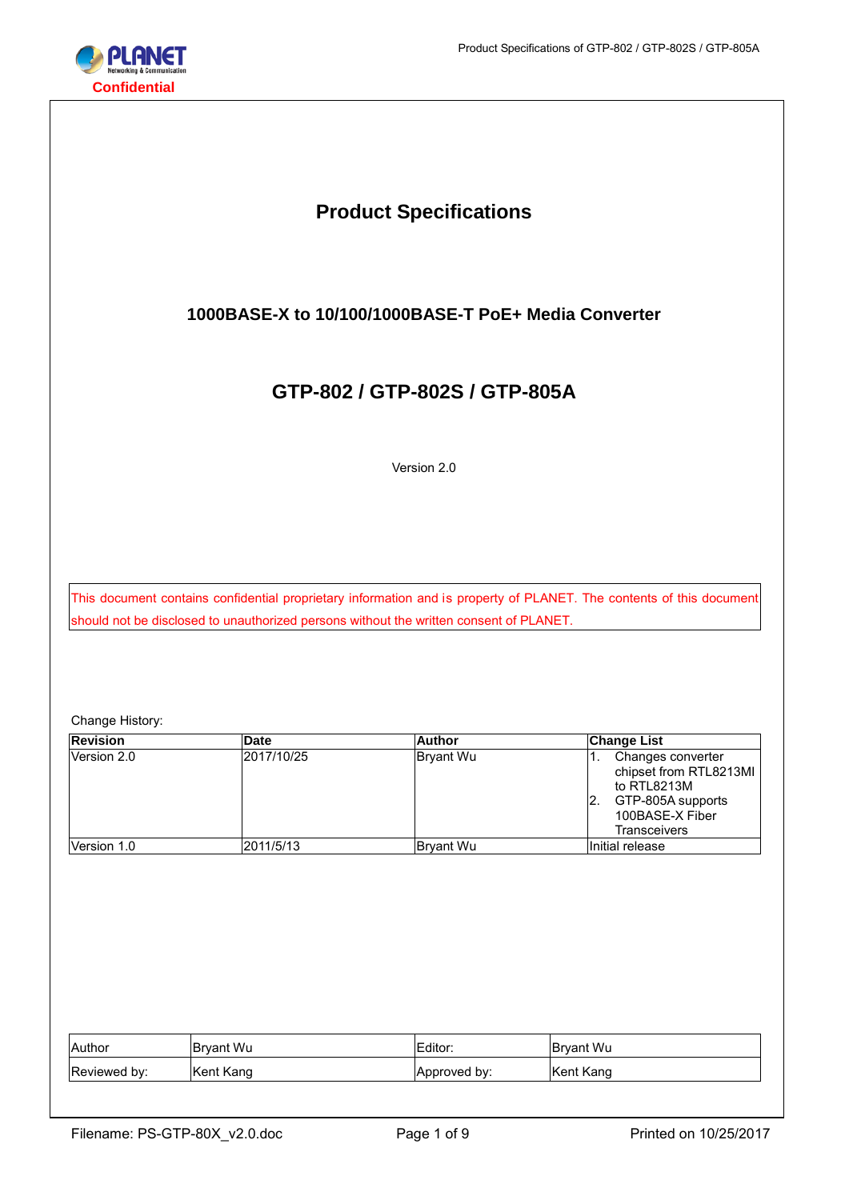Confidential

# Product Specifications

## 1000BASE-X to 10/100/1000BASE-T PoE+ Media Converter

## GTP-802 / GTP-802S / GTP-805A

Version 2.0

This document contains confidential proprietary information and is property of PLANET. The contents of this document should not be disclosed to unauthorized persons without the written consent of PLANET.

Change History:

| Revision | Date | Author | Change List |
|---|---|---|---|
| Version 2.0 | 2017/10/25 | Bryant Wu | 1. Changes converter chipset from RTL8213MI to RTL8213M<br>2. GTP-805A supports 100BASE-X Fiber Transceivers |
| Version 1.0 | 2011/5/13 | Bryant Wu | Initial release |

| | | | |
|---|---|---|---|
| Author | Bryant Wu | Editor: | Bryant Wu |
| Reviewed by: | Kent Kang | Approved by: | Kent Kang |

Filename: PS-GTP-80X_v2.0.doc　　Printed on 10/25/2017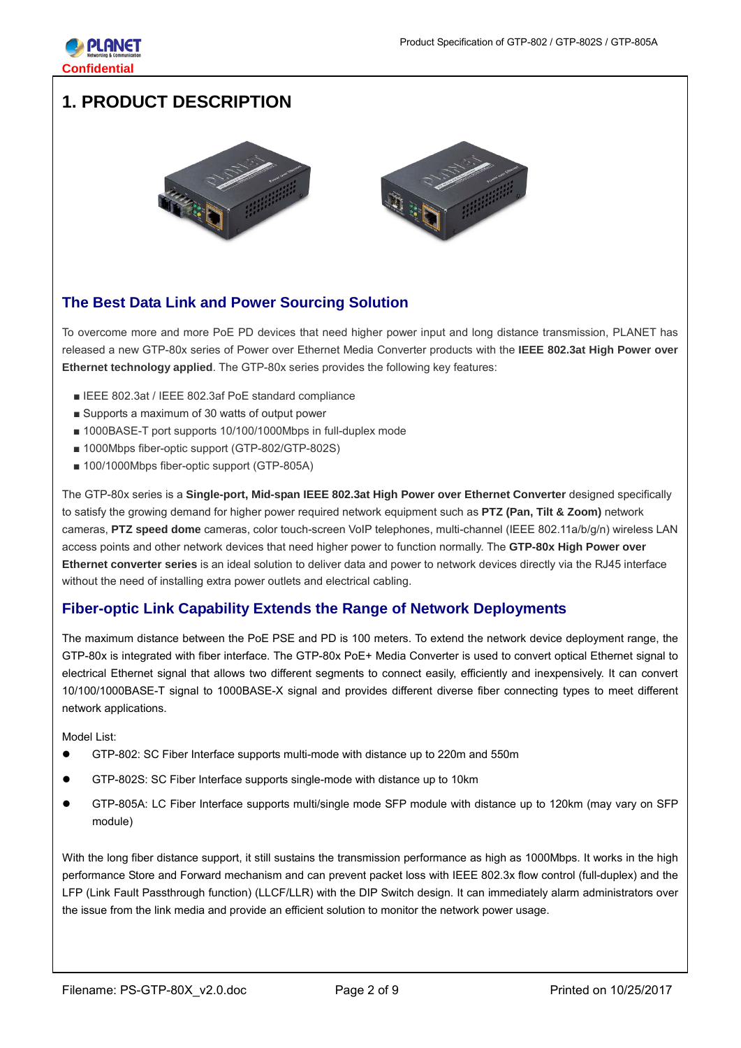# 1. PRODUCT DESCRIPTION

## The Best Data Link and Power Sourcing Solution

To overcome more and more PoE PD devices that need higher power input and long distance transmission, PLANET has released a new GTP-80x series of Power over Ethernet Media Converter products with the **IEEE 802.3at High Power over Ethernet technology applied**. The GTP-80x series provides the following key features:

- IEEE 802.3at / IEEE 802.3af PoE standard compliance
- Supports a maximum of 30 watts of output power
- 1000BASE-T port supports 10/100/1000Mbps in full-duplex mode
- 1000Mbps fiber-optic support (GTP-802/GTP-802S)
- 100/1000Mbps fiber-optic support (GTP-805A)

The GTP-80x series is a **Single-port, Mid-span IEEE 802.3at High Power over Ethernet Converter** designed specifically to satisfy the growing demand for higher power required network equipment such as **PTZ (Pan, Tilt & Zoom)** network cameras, **PTZ speed dome** cameras, color touch-screen VoIP telephones, multi-channel (IEEE 802.11a/b/g/n) wireless LAN access points and other network devices that need higher power to function normally. The **GTP-80x High Power over Ethernet converter series** is an ideal solution to deliver data and power to network devices directly via the RJ45 interface without the need of installing extra power outlets and electrical cabling.

## Fiber-optic Link Capability Extends the Range of Network Deployments

The maximum distance between the PoE PSE and PD is 100 meters. To extend the network device deployment range, the GTP-80x is integrated with fiber interface. The GTP-80x PoE+ Media Converter is used to convert optical Ethernet signal to electrical Ethernet signal that allows two different segments to connect easily, efficiently and inexpensively. It can convert 10/100/1000BASE-T signal to 1000BASE-X signal and provides different diverse fiber connecting types to meet different network applications.

Model List:

- GTP-802: SC Fiber Interface supports multi-mode with distance up to 220m and 550m
- GTP-802S: SC Fiber Interface supports single-mode with distance up to 10km
- GTP-805A: LC Fiber Interface supports multi/single mode SFP module with distance up to 120km (may vary on SFP module)

With the long fiber distance support, it still sustains the transmission performance as high as 1000Mbps. It works in the high performance Store and Forward mechanism and can prevent packet loss with IEEE 802.3x flow control (full-duplex) and the LFP (Link Fault Passthrough function) (LLCF/LLR) with the DIP Switch design. It can immediately alarm administrators over the issue from the link media and provide an efficient solution to monitor the network power usage.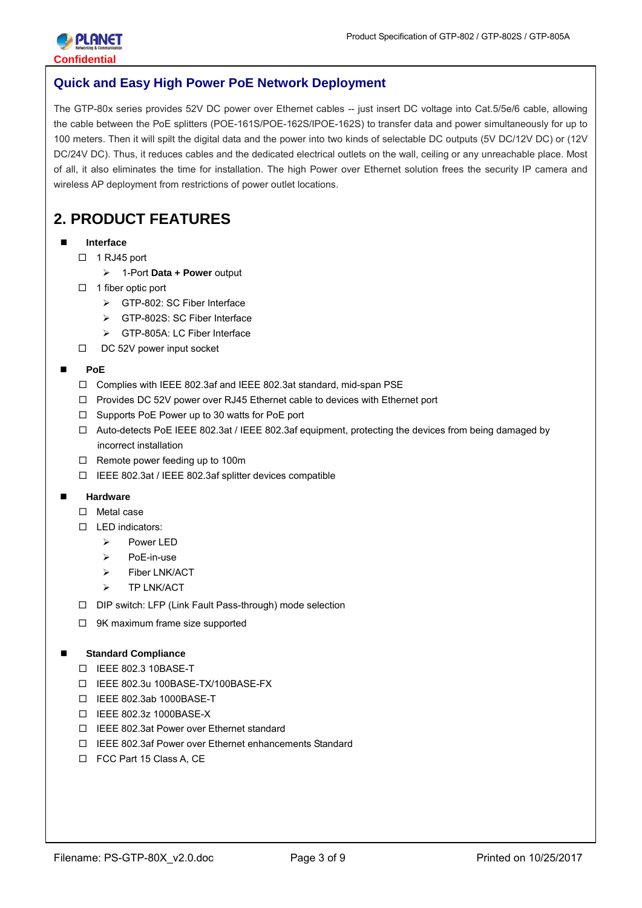Confidential

### Quick and Easy High Power PoE Network Deployment

The GTP-80x series provides 52V DC power over Ethernet cables -- just insert DC voltage into Cat.5/5e/6 cable, allowing the cable between the PoE splitters (POE-161S/POE-162S/IPOE-162S) to transfer data and power simultaneously for up to 100 meters. Then it will spilt the digital data and the power into two kinds of selectable DC outputs (5V DC/12V DC) or (12V DC/24V DC). Thus, it reduces cables and the dedicated electrical outlets on the wall, ceiling or any unreachable place. Most of all, it also eliminates the time for installation. The high Power over Ethernet solution frees the security IP camera and wireless AP deployment from restrictions of power outlet locations.

## 2. PRODUCT FEATURES

- **Interface**
  - ☐ 1 RJ45 port
    - ➢ 1-Port **Data + Power** output
  - ☐ 1 fiber optic port
    - ➢ GTP-802: SC Fiber Interface
    - ➢ GTP-802S: SC Fiber Interface
    - ➢ GTP-805A: LC Fiber Interface
  - ☐ DC 52V power input socket
- **PoE**
  - ☐ Complies with IEEE 802.3af and IEEE 802.3at standard, mid-span PSE
  - ☐ Provides DC 52V power over RJ45 Ethernet cable to devices with Ethernet port
  - ☐ Supports PoE Power up to 30 watts for PoE port
  - ☐ Auto-detects PoE IEEE 802.3at / IEEE 802.3af equipment, protecting the devices from being damaged by incorrect installation
  - ☐ Remote power feeding up to 100m
  - ☐ IEEE 802.3at / IEEE 802.3af splitter devices compatible
- **Hardware**
  - ☐ Metal case
  - ☐ LED indicators:
    - ➢ Power LED
    - ➢ PoE-in-use
    - ➢ Fiber LNK/ACT
    - ➢ TP LNK/ACT
  - ☐ DIP switch: LFP (Link Fault Pass-through) mode selection
  - ☐ 9K maximum frame size supported
- **Standard Compliance**
  - ☐ IEEE 802.3 10BASE-T
  - ☐ IEEE 802.3u 100BASE-TX/100BASE-FX
  - ☐ IEEE 802.3ab 1000BASE-T
  - ☐ IEEE 802.3z 1000BASE-X
  - ☐ IEEE 802.3at Power over Ethernet standard
  - ☐ IEEE 802.3af Power over Ethernet enhancements Standard
  - ☐ FCC Part 15 Class A, CE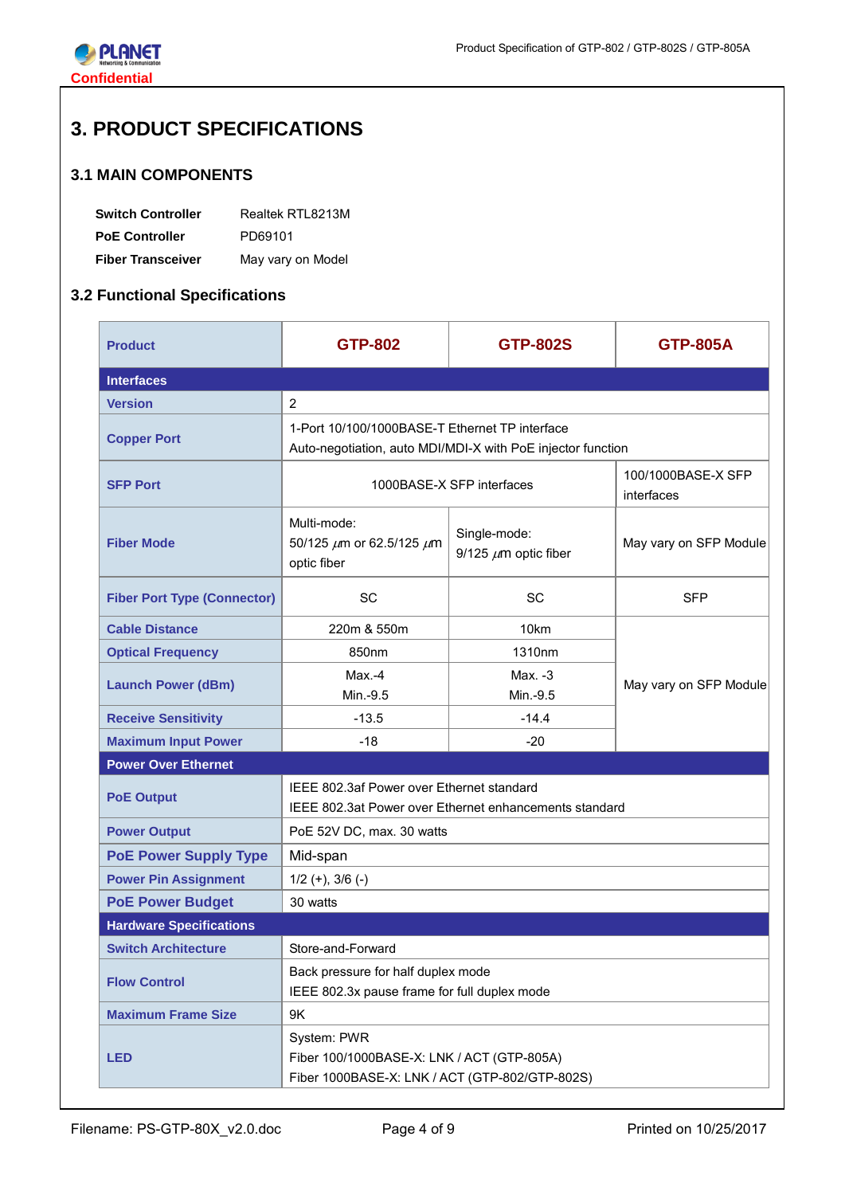Confidential

# 3. PRODUCT SPECIFICATIONS

## 3.1 MAIN COMPONENTS

| | |
|---|---|
| **Switch Controller** | Realtek RTL8213M |
| **PoE Controller** | PD69101 |
| **Fiber Transceiver** | May vary on Model |

## 3.2 Functional Specifications

| Product | GTP-802 | GTP-802S | GTP-805A |
|---|---|---|---|
| **Interfaces** | | | |
| Version | 2 | | |
| Copper Port | 1-Port 10/100/1000BASE-T Ethernet TP interface<br>Auto-negotiation, auto MDI/MDI-X with PoE injector function | | |
| SFP Port | 1000BASE-X SFP interfaces | | 100/1000BASE-X SFP interfaces |
| Fiber Mode | Multi-mode:<br>50/125 $\mu m$ or 62.5/125 $\mu m$ optic fiber | Single-mode:<br>9/125 $\mu m$ optic fiber | May vary on SFP Module |
| Fiber Port Type (Connector) | SC | SC | SFP |
| Cable Distance | 220m & 550m | 10km | May vary on SFP Module |
| Optical Frequency | 850nm | 1310nm | |
| Launch Power (dBm) | Max.-4<br>Min.-9.5 | Max. -3<br>Min.-9.5 | |
| Receive Sensitivity | -13.5 | -14.4 | |
| Maximum Input Power | -18 | -20 | |
| **Power Over Ethernet** | | | |
| PoE Output | IEEE 802.3af Power over Ethernet standard<br>IEEE 802.3at Power over Ethernet enhancements standard | | |
| Power Output | PoE 52V DC, max. 30 watts | | |
| PoE Power Supply Type | Mid-span | | |
| Power Pin Assignment | 1/2 (+), 3/6 (-) | | |
| PoE Power Budget | 30 watts | | |
| **Hardware Specifications** | | | |
| Switch Architecture | Store-and-Forward | | |
| Flow Control | Back pressure for half duplex mode<br>IEEE 802.3x pause frame for full duplex mode | | |
| Maximum Frame Size | 9K | | |
| LED | System: PWR<br>Fiber 100/1000BASE-X: LNK / ACT (GTP-805A)<br>Fiber 1000BASE-X: LNK / ACT (GTP-802/GTP-802S) | | |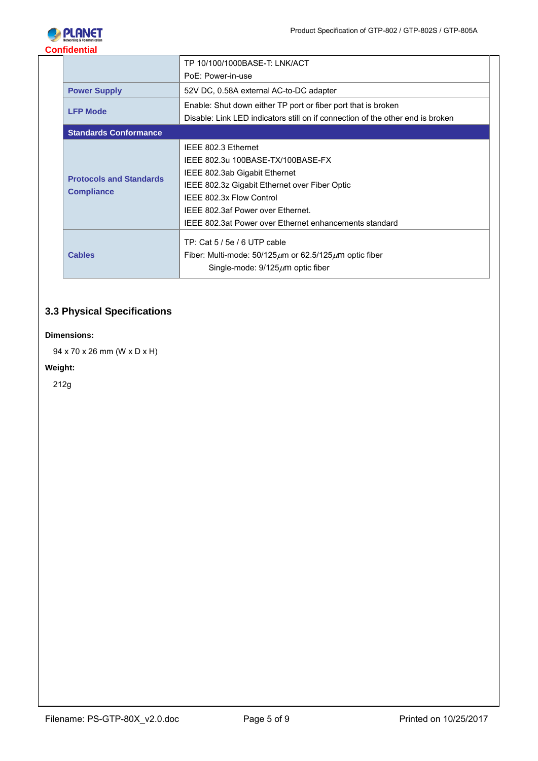| | |
|---|---|
| | TP 10/100/1000BASE-T: LNK/ACT<br>PoE: Power-in-use |
| **Power Supply** | 52V DC, 0.58A external AC-to-DC adapter |
| **LFP Mode** | Enable: Shut down either TP port or fiber port that is broken<br>Disable: Link LED indicators still on if connection of the other end is broken |
| **Standards Conformance** | |
| **Protocols and Standards Compliance** | IEEE 802.3 Ethernet<br>IEEE 802.3u 100BASE-TX/100BASE-FX<br>IEEE 802.3ab Gigabit Ethernet<br>IEEE 802.3z Gigabit Ethernet over Fiber Optic<br>IEEE 802.3x Flow Control<br>IEEE 802.3af Power over Ethernet.<br>IEEE 802.3at Power over Ethernet enhancements standard |
| **Cables** | TP: Cat 5 / 5e / 6 UTP cable<br>Fiber: Multi-mode: 50/125$\mu$m or 62.5/125$\mu$m optic fiber<br>Single-mode: 9/125$\mu$m optic fiber |

### 3.3 Physical Specifications

**Dimensions:**

94 x 70 x 26 mm (W x D x H)

**Weight:**

212g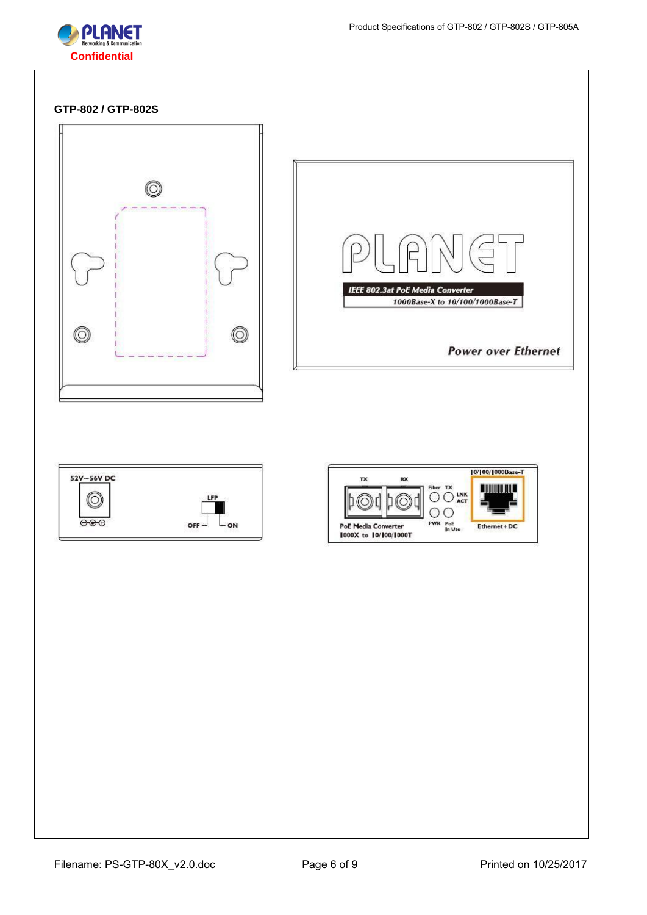GTP-802 / GTP-802S

PLANET

IEEE 802.3at PoE Media Converter

1000Base-X to 10/100/1000Base-T

Power over Ethernet

52V~56V DC

LFP

OFF

ON

TX

RX

Fiber TX

LNK ACT

PWR PoE In Use

10/100/1000Base-T

Ethernet+DC

PoE Media Converter
1000X to 10/100/1000T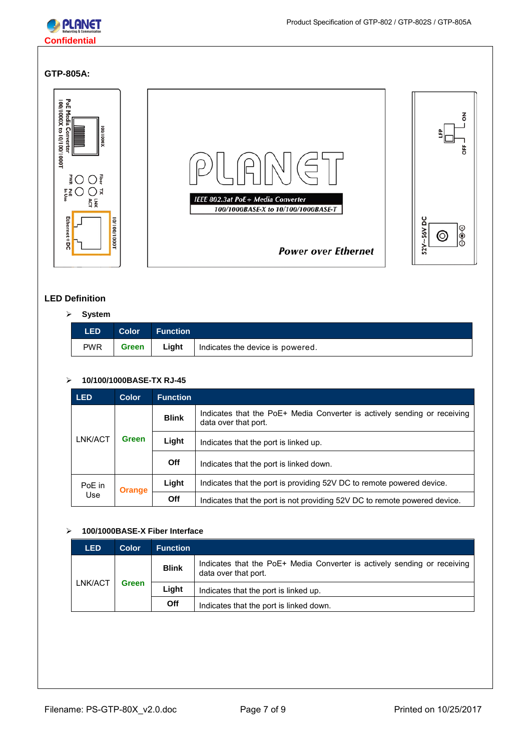## GTP-805A:

PoE Media Converter
100/1000X to 10/100/1000T
100/1000X
PWR
PoE In Use
Fiber
TX
LNK ACT
Ethernet+DC
10/100/1000T

PLANET
IEEE 802.3at PoE+ Media Converter
100/1000BASE-X to 10/100/1000BASE-T
Power over Ethernet

LFP
ON
OFF
52V~56V DC

## LED Definition

- **System**

| LED | Color | Function | |
|---|---|---|---|
| PWR | Green | Light | Indicates the device is powered. |

- **10/100/1000BASE-TX RJ-45**

| LED | Color | Function | |
|---|---|---|---|
| LNK/ACT | Green | Blink | Indicates that the PoE+ Media Converter is actively sending or receiving data over that port. |
| | | Light | Indicates that the port is linked up. |
| | | Off | Indicates that the port is linked down. |
| PoE in Use | Orange | Light | Indicates that the port is providing 52V DC to remote powered device. |
| | | Off | Indicates that the port is not providing 52V DC to remote powered device. |

- **100/1000BASE-X Fiber Interface**

| LED | Color | Function | |
|---|---|---|---|
| LNK/ACT | Green | Blink | Indicates that the PoE+ Media Converter is actively sending or receiving data over that port. |
| | | Light | Indicates that the port is linked up. |
| | | Off | Indicates that the port is linked down. |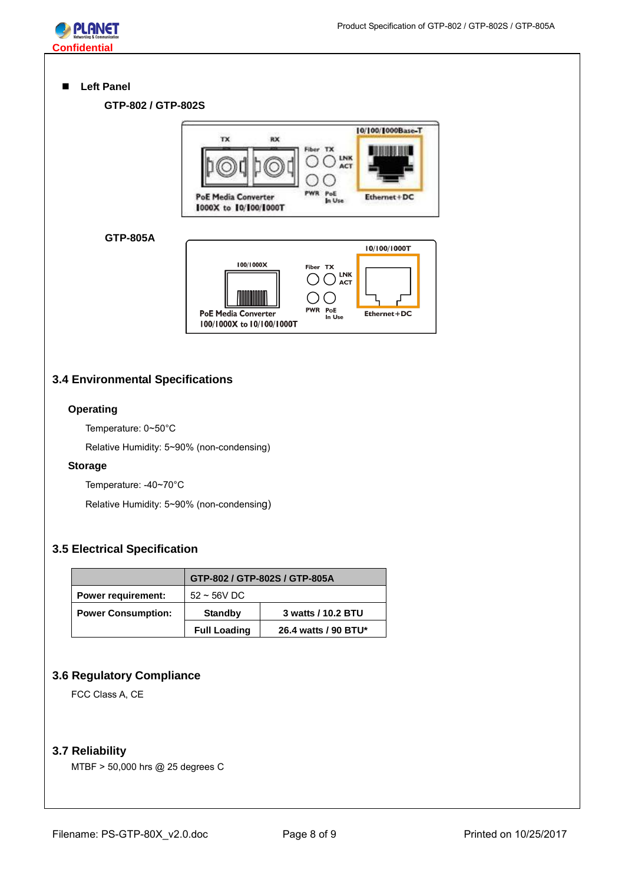- **Left Panel**

**GTP-802 / GTP-802S**

TX RX Fiber TX LNK ACT PWR PoE In Use 10/100/1000Base-T Ethernet+DC PoE Media Converter 1000X to 10/100/1000T

**GTP-805A**

100/1000X Fiber TX LNK ACT PWR PoE In Use 10/100/1000T Ethernet+DC PoE Media Converter 100/1000X to 10/100/1000T

## 3.4 Environmental Specifications

**Operating**

Temperature: 0~50°C

Relative Humidity: 5~90% (non-condensing)

**Storage**

Temperature: -40~70°C

Relative Humidity: 5~90% (non-condensing)

## 3.5 Electrical Specification

| | **GTP-802 / GTP-802S / GTP-805A** | |
|---|---|---|
| **Power requirement:** | 52 ~ 56V DC | |
| **Power Consumption:** | **Standby** | **3 watts / 10.2 BTU** |
| | **Full Loading** | **26.4 watts / 90 BTU*** |

## 3.6 Regulatory Compliance

FCC Class A, CE

## 3.7 Reliability

MTBF > 50,000 hrs @ 25 degrees C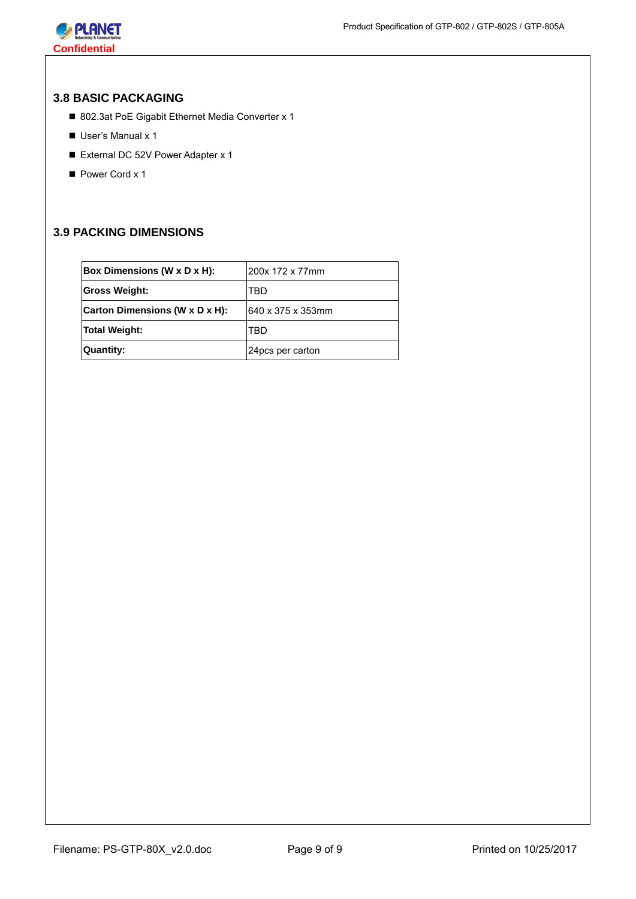### 3.8 BASIC PACKAGING

- 802.3at PoE Gigabit Ethernet Media Converter x 1
- User's Manual x 1
- External DC 52V Power Adapter x 1
- Power Cord x 1

### 3.9 PACKING DIMENSIONS

| | |
|---|---|
| **Box Dimensions (W x D x H):** | 200x 172 x 77mm |
| **Gross Weight:** | TBD |
| **Carton Dimensions (W x D x H):** | 640 x 375 x 353mm |
| **Total Weight:** | TBD |
| **Quantity:** | 24pcs per carton |